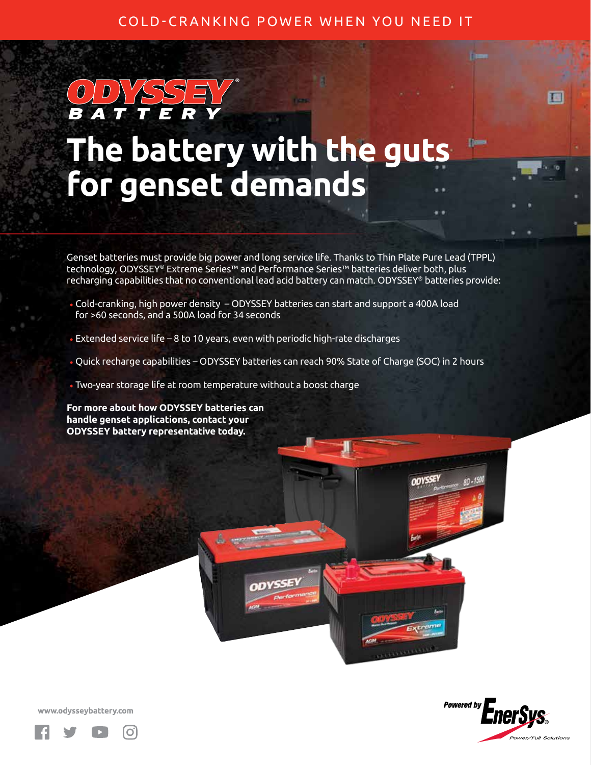COLD-CRANKING POWER WHEN YOU NEED IT

ODYSSEY® BATTERY

# The battery with the guts for genset demands

Genset batteries must provide big power and long service life. Thanks to Thin Plate Pure Lead (TPPL) technology, ODYSSEY® Extreme Series™ and Performance Series™ batteries deliver both, plus recharging capabilities that no conventional lead acid battery can match. ODYSSEY® batteries provide:

- Cold-cranking, high power density – ODYSSEY batteries can start and support a 400A load for >60 seconds, and a 500A load for 34 seconds
- Extended service life – 8 to 10 years, even with periodic high-rate discharges
- Quick recharge capabilities – ODYSSEY batteries can reach 90% State of Charge (SOC) in 2 hours
- Two-year storage life at room temperature without a boost charge

**For more about how ODYSSEY batteries can handle genset applications, contact your ODYSSEY battery representative today.**

www.odysseybattery.com

Powered by EnerSys® Power/Full Solutions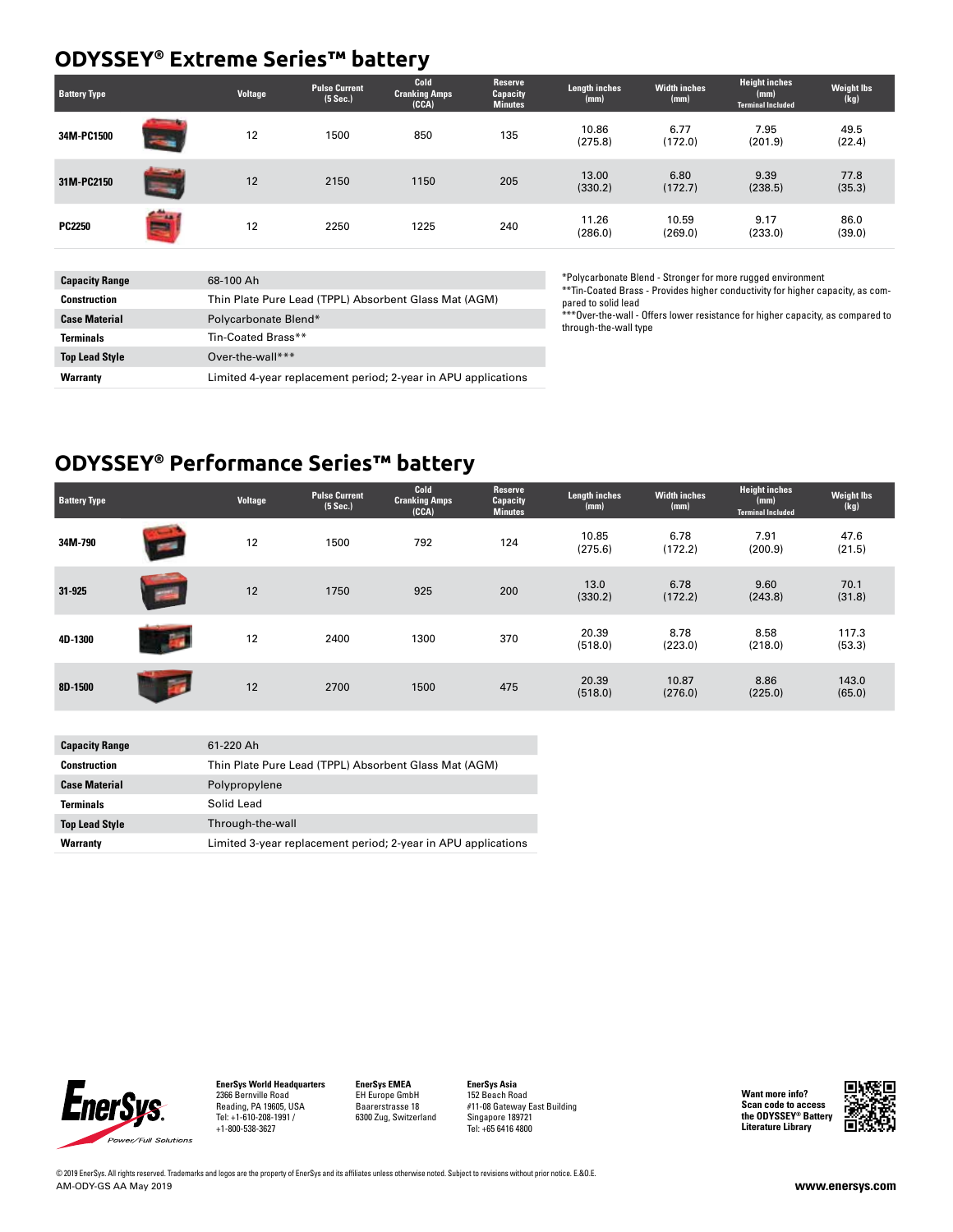## ODYSSEY® Extreme Series™ battery

| Battery Type | Voltage | Pulse Current (5 Sec.) | Cold Cranking Amps (CCA) | Reserve Capacity Minutes | Length inches (mm) | Width inches (mm) | Height inches (mm) Terminal Included | Weight lbs (kg) |
|---|---|---|---|---|---|---|---|---|
| 34M-PC1500 | 12 | 1500 | 850 | 135 | 10.86 (275.8) | 6.77 (172.0) | 7.95 (201.9) | 49.5 (22.4) |
| 31M-PC2150 | 12 | 2150 | 1150 | 205 | 13.00 (330.2) | 6.80 (172.7) | 9.39 (238.5) | 77.8 (35.3) |
| PC2250 | 12 | 2250 | 1225 | 240 | 11.26 (286.0) | 10.59 (269.0) | 9.17 (233.0) | 86.0 (39.0) |

| | |
|---|---|
| **Capacity Range** | 68-100 Ah |
| **Construction** | Thin Plate Pure Lead (TPPL) Absorbent Glass Mat (AGM) |
| **Case Material** | Polycarbonate Blend* |
| **Terminals** | Tin-Coated Brass** |
| **Top Lead Style** | Over-the-wall*** |
| **Warranty** | Limited 4-year replacement period; 2-year in APU applications |

*Polycarbonate Blend - Stronger for more rugged environment
**Tin-Coated Brass - Provides higher conductivity for higher capacity, as compared to solid lead
***Over-the-wall - Offers lower resistance for higher capacity, as compared to through-the-wall type

## ODYSSEY® Performance Series™ battery

| Battery Type | Voltage | Pulse Current (5 Sec.) | Cold Cranking Amps (CCA) | Reserve Capacity Minutes | Length inches (mm) | Width inches (mm) | Height inches (mm) Terminal Included | Weight lbs (kg) |
|---|---|---|---|---|---|---|---|---|
| 34M-790 | 12 | 1500 | 792 | 124 | 10.85 (275.6) | 6.78 (172.2) | 7.91 (200.9) | 47.6 (21.5) |
| 31-925 | 12 | 1750 | 925 | 200 | 13.0 (330.2) | 6.78 (172.2) | 9.60 (243.8) | 70.1 (31.8) |
| 4D-1300 | 12 | 2400 | 1300 | 370 | 20.39 (518.0) | 8.78 (223.0) | 8.58 (218.0) | 117.3 (53.3) |
| 8D-1500 | 12 | 2700 | 1500 | 475 | 20.39 (518.0) | 10.87 (276.0) | 8.86 (225.0) | 143.0 (65.0) |

| | |
|---|---|
| **Capacity Range** | 61-220 Ah |
| **Construction** | Thin Plate Pure Lead (TPPL) Absorbent Glass Mat (AGM) |
| **Case Material** | Polypropylene |
| **Terminals** | Solid Lead |
| **Top Lead Style** | Through-the-wall |
| **Warranty** | Limited 3-year replacement period; 2-year in APU applications |

EnerSys Power/Full Solutions

**EnerSys World Headquarters**
2366 Bernville Road
Reading, PA 19605, USA
Tel: +1-610-208-1991 /
+1-800-538-3627

**EnerSys EMEA**
EH Europe GmbH
Baarerstrasse 18
6300 Zug, Switzerland

**EnerSys Asia**
152 Beach Road
#11-08 Gateway East Building
Singapore 189721
Tel: +65 6416 4800

**Want more info? Scan code to access the ODYSSEY® Battery Literature Library**

© 2019 EnerSys. All rights reserved. Trademarks and logos are the property of EnerSys and its affiliates unless otherwise noted. Subject to revisions without prior notice. E.&O.E.
AM-ODY-GS AA May 2019

**www.enersys.com**